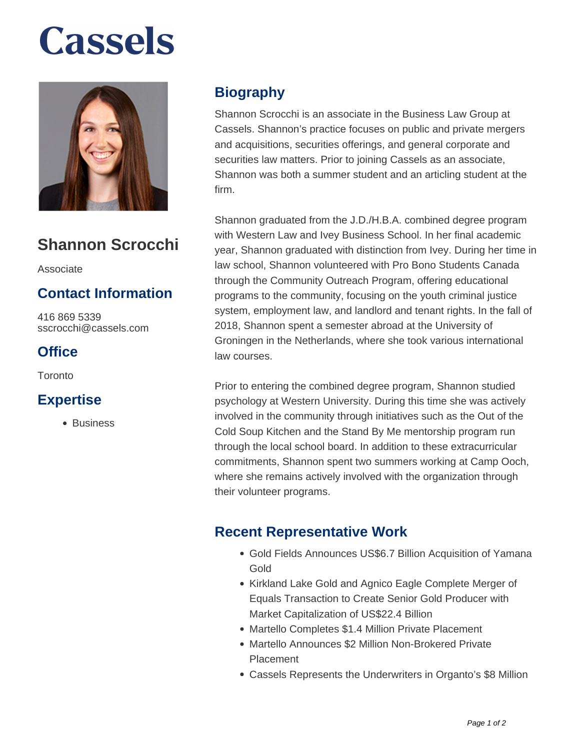# Cassels

## Shannon Scrocchi

Associate

### Contact Information

416 869 5339
sscrocchi@cassels.com

### Office

Toronto

### Expertise

- Business

## Biography

Shannon Scrocchi is an associate in the Business Law Group at Cassels. Shannon's practice focuses on public and private mergers and acquisitions, securities offerings, and general corporate and securities law matters. Prior to joining Cassels as an associate, Shannon was both a summer student and an articling student at the firm.

Shannon graduated from the J.D./H.B.A. combined degree program with Western Law and Ivey Business School. In her final academic year, Shannon graduated with distinction from Ivey. During her time in law school, Shannon volunteered with Pro Bono Students Canada through the Community Outreach Program, offering educational programs to the community, focusing on the youth criminal justice system, employment law, and landlord and tenant rights. In the fall of 2018, Shannon spent a semester abroad at the University of Groningen in the Netherlands, where she took various international law courses.

Prior to entering the combined degree program, Shannon studied psychology at Western University. During this time she was actively involved in the community through initiatives such as the Out of the Cold Soup Kitchen and the Stand By Me mentorship program run through the local school board. In addition to these extracurricular commitments, Shannon spent two summers working at Camp Ooch, where she remains actively involved with the organization through their volunteer programs.

## Recent Representative Work

- Gold Fields Announces US$6.7 Billion Acquisition of Yamana Gold
- Kirkland Lake Gold and Agnico Eagle Complete Merger of Equals Transaction to Create Senior Gold Producer with Market Capitalization of US$22.4 Billion
- Martello Completes $1.4 Million Private Placement
- Martello Announces $2 Million Non-Brokered Private Placement
- Cassels Represents the Underwriters in Organto's $8 Million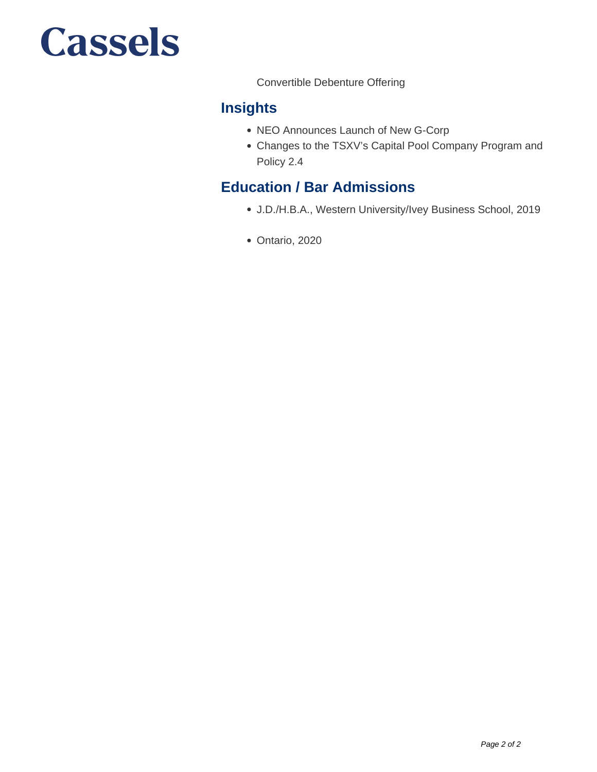Convertible Debenture Offering

## Insights

- NEO Announces Launch of New G-Corp
- Changes to the TSXV's Capital Pool Company Program and Policy 2.4

## Education / Bar Admissions

- J.D./H.B.A., Western University/Ivey Business School, 2019

- Ontario, 2020